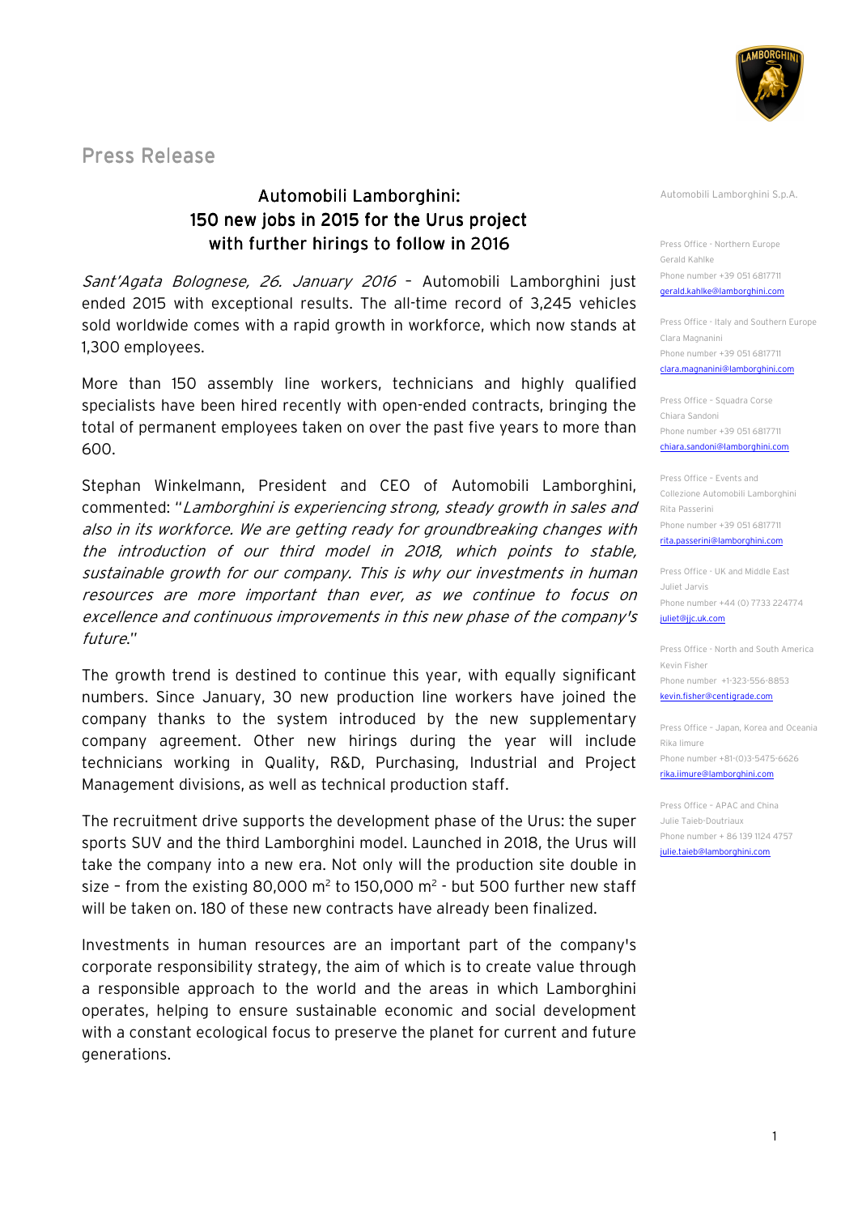Press Release

# Automobili Lamborghini: 150 new jobs in 2015 for the Urus project with further hirings to follow in 2016

*Sant'Agata Bolognese, 26. January 2016* – Automobili Lamborghini just ended 2015 with exceptional results. The all-time record of 3,245 vehicles sold worldwide comes with a rapid growth in workforce, which now stands at 1,300 employees.

More than 150 assembly line workers, technicians and highly qualified specialists have been hired recently with open-ended contracts, bringing the total of permanent employees taken on over the past five years to more than 600.

Stephan Winkelmann, President and CEO of Automobili Lamborghini, commented: "*Lamborghini is experiencing strong, steady growth in sales and also in its workforce. We are getting ready for groundbreaking changes with the introduction of our third model in 2018, which points to stable, sustainable growth for our company. This is why our investments in human resources are more important than ever, as we continue to focus on excellence and continuous improvements in this new phase of the company's future*."

The growth trend is destined to continue this year, with equally significant numbers. Since January, 30 new production line workers have joined the company thanks to the system introduced by the new supplementary company agreement. Other new hirings during the year will include technicians working in Quality, R&D, Purchasing, Industrial and Project Management divisions, as well as technical production staff.

The recruitment drive supports the development phase of the Urus: the super sports SUV and the third Lamborghini model. Launched in 2018, the Urus will take the company into a new era. Not only will the production site double in size – from the existing 80,000 $m^2$ to 150,000 $m^2$ - but 500 further new staff will be taken on. 180 of these new contracts have already been finalized.

Investments in human resources are an important part of the company's corporate responsibility strategy, the aim of which is to create value through a responsible approach to the world and the areas in which Lamborghini operates, helping to ensure sustainable economic and social development with a constant ecological focus to preserve the planet for current and future generations.

Automobili Lamborghini S.p.A.

Press Office - Northern Europe
Gerald Kahlke
Phone number +39 051 6817711
gerald.kahlke@lamborghini.com

Press Office - Italy and Southern Europe
Clara Magnanini
Phone number +39 051 6817711
clara.magnanini@lamborghini.com

Press Office - Squadra Corse
Chiara Sandoni
Phone number +39 051 6817711
chiara.sandoni@lamborghini.com

Press Office - Events and Collezione Automobili Lamborghini
Rita Passerini
Phone number +39 051 6817711
rita.passerini@lamborghini.com

Press Office - UK and Middle East
Juliet Jarvis
Phone number +44 (0) 7733 224774
juliet@jjc.uk.com

Press Office - North and South America
Kevin Fisher
Phone number +1-323-556-8853
kevin.fisher@centigrade.com

Press Office - Japan, Korea and Oceania
Rika Iimure
Phone number +81-(0)3-5475-6626
rika.iimure@lamborghini.com

Press Office - APAC and China
Julie Taieb-Doutriaux
Phone number + 86 139 1124 4757
julie.taieb@lamborghini.com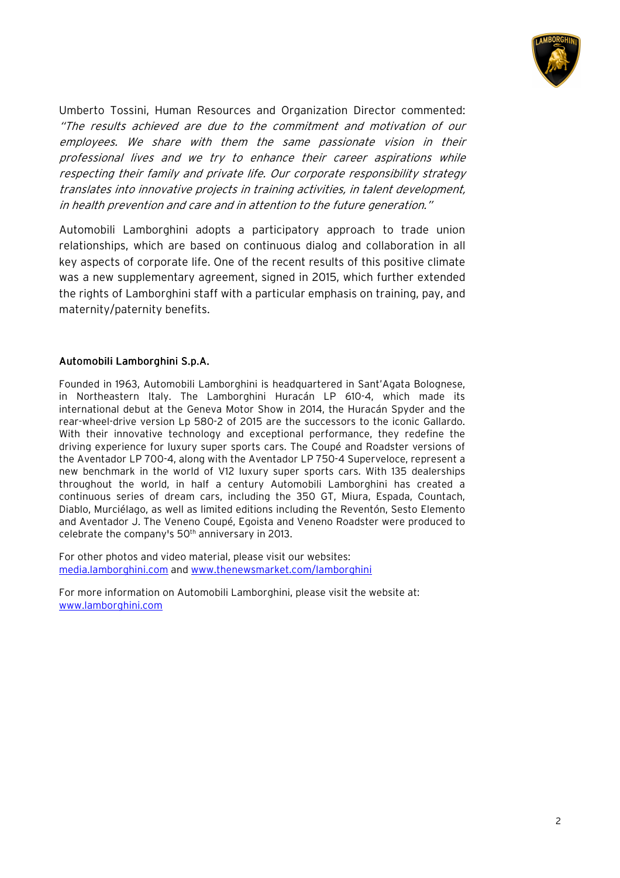Umberto Tossini, Human Resources and Organization Director commented: *"The results achieved are due to the commitment and motivation of our employees. We share with them the same passionate vision in their professional lives and we try to enhance their career aspirations while respecting their family and private life. Our corporate responsibility strategy translates into innovative projects in training activities, in talent development, in health prevention and care and in attention to the future generation."*

Automobili Lamborghini adopts a participatory approach to trade union relationships, which are based on continuous dialog and collaboration in all key aspects of corporate life. One of the recent results of this positive climate was a new supplementary agreement, signed in 2015, which further extended the rights of Lamborghini staff with a particular emphasis on training, pay, and maternity/paternity benefits.

## Automobili Lamborghini S.p.A.

Founded in 1963, Automobili Lamborghini is headquartered in Sant'Agata Bolognese, in Northeastern Italy. The Lamborghini Huracán LP 610-4, which made its international debut at the Geneva Motor Show in 2014, the Huracán Spyder and the rear-wheel-drive version Lp 580-2 of 2015 are the successors to the iconic Gallardo. With their innovative technology and exceptional performance, they redefine the driving experience for luxury super sports cars. The Coupé and Roadster versions of the Aventador LP 700-4, along with the Aventador LP 750-4 Superveloce, represent a new benchmark in the world of V12 luxury super sports cars. With 135 dealerships throughout the world, in half a century Automobili Lamborghini has created a continuous series of dream cars, including the 350 GT, Miura, Espada, Countach, Diablo, Murciélago, as well as limited editions including the Reventón, Sesto Elemento and Aventador J. The Veneno Coupé, Egoista and Veneno Roadster were produced to celebrate the company's 50th anniversary in 2013.

For other photos and video material, please visit our websites:
[media.lamborghini.com](media.lamborghini.com) and [www.thenewsmarket.com/lamborghini](www.thenewsmarket.com/lamborghini)

For more information on Automobili Lamborghini, please visit the website at:
[www.lamborghini.com](www.lamborghini.com)